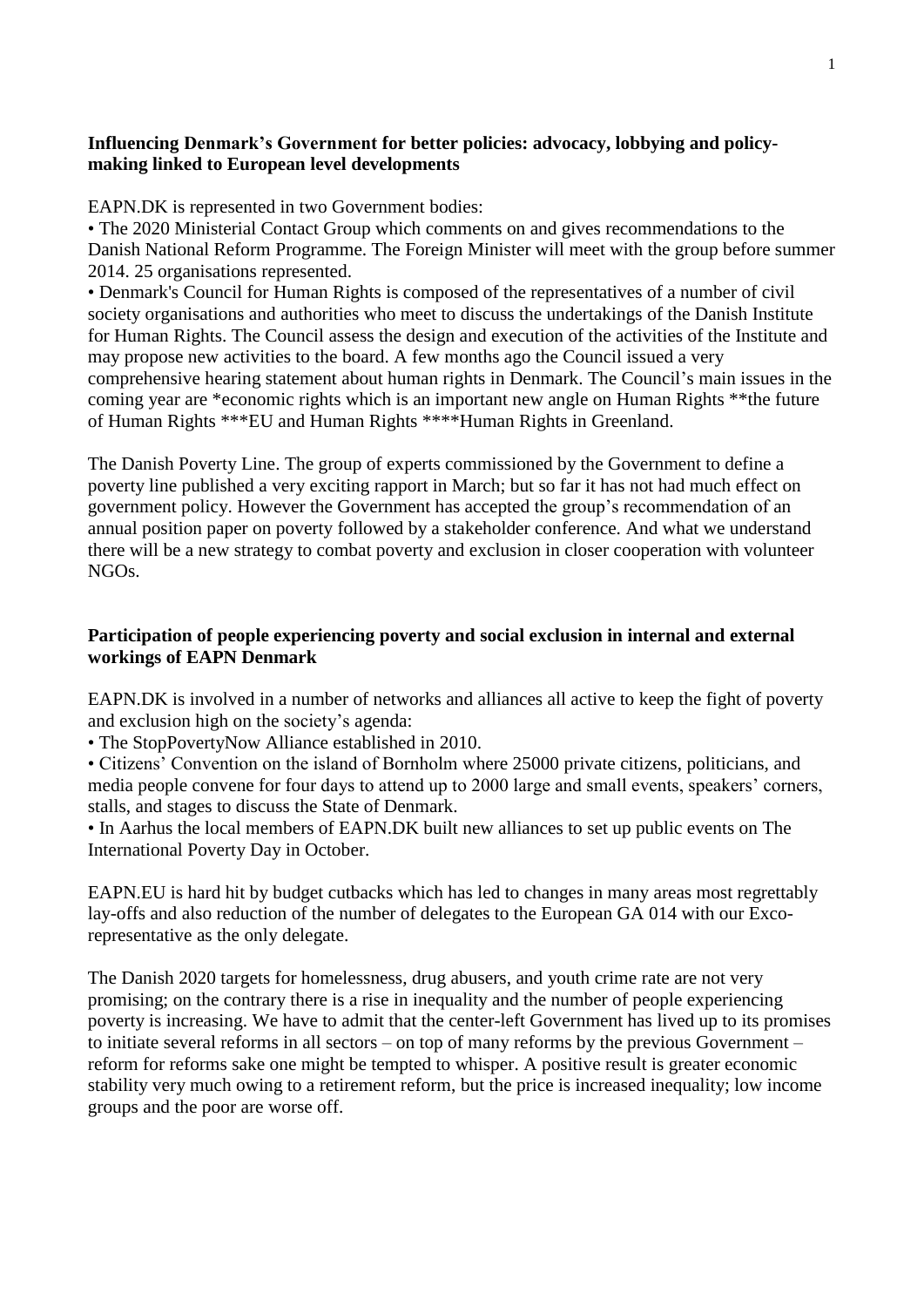**Influencing Denmark's Government for better policies: advocacy, lobbying and policy-making linked to European level developments**

EAPN.DK is represented in two Government bodies:

• The 2020 Ministerial Contact Group which comments on and gives recommendations to the Danish National Reform Programme. The Foreign Minister will meet with the group before summer 2014. 25 organisations represented.

• Denmark's Council for Human Rights is composed of the representatives of a number of civil society organisations and authorities who meet to discuss the undertakings of the Danish Institute for Human Rights. The Council assess the design and execution of the activities of the Institute and may propose new activities to the board. A few months ago the Council issued a very comprehensive hearing statement about human rights in Denmark. The Council's main issues in the coming year are *economic rights which is an important new angle on Human Rights **the future of Human Rights ***EU and Human Rights ****Human Rights in Greenland.

The Danish Poverty Line. The group of experts commissioned by the Government to define a poverty line published a very exciting rapport in March; but so far it has not had much effect on government policy. However the Government has accepted the group's recommendation of an annual position paper on poverty followed by a stakeholder conference. And what we understand there will be a new strategy to combat poverty and exclusion in closer cooperation with volunteer NGOs.

**Participation of people experiencing poverty and social exclusion in internal and external workings of EAPN Denmark**

EAPN.DK is involved in a number of networks and alliances all active to keep the fight of poverty and exclusion high on the society's agenda:

• The StopPovertyNow Alliance established in 2010.

• Citizens' Convention on the island of Bornholm where 25000 private citizens, politicians, and media people convene for four days to attend up to 2000 large and small events, speakers' corners, stalls, and stages to discuss the State of Denmark.

• In Aarhus the local members of EAPN.DK built new alliances to set up public events on The International Poverty Day in October.

EAPN.EU is hard hit by budget cutbacks which has led to changes in many areas most regrettably lay-offs and also reduction of the number of delegates to the European GA 014 with our Exco-representative as the only delegate.

The Danish 2020 targets for homelessness, drug abusers, and youth crime rate are not very promising; on the contrary there is a rise in inequality and the number of people experiencing poverty is increasing. We have to admit that the center-left Government has lived up to its promises to initiate several reforms in all sectors – on top of many reforms by the previous Government – reform for reforms sake one might be tempted to whisper. A positive result is greater economic stability very much owing to a retirement reform, but the price is increased inequality; low income groups and the poor are worse off.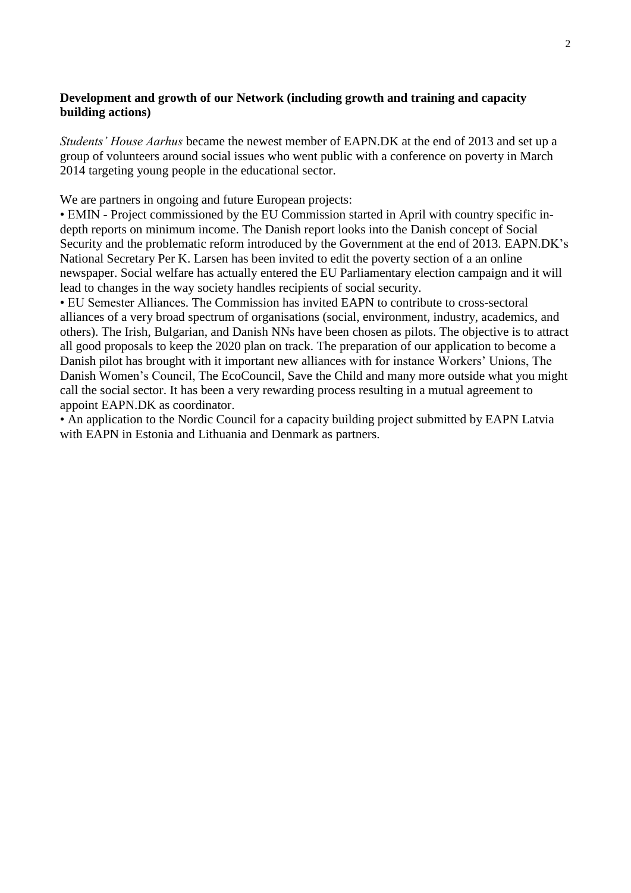**Development and growth of our Network (including growth and training and capacity building actions)**

*Students' House Aarhus* became the newest member of EAPN.DK at the end of 2013 and set up a group of volunteers around social issues who went public with a conference on poverty in March 2014 targeting young people in the educational sector.

We are partners in ongoing and future European projects:

• EMIN - Project commissioned by the EU Commission started in April with country specific in-depth reports on minimum income. The Danish report looks into the Danish concept of Social Security and the problematic reform introduced by the Government at the end of 2013. EAPN.DK's National Secretary Per K. Larsen has been invited to edit the poverty section of a an online newspaper. Social welfare has actually entered the EU Parliamentary election campaign and it will lead to changes in the way society handles recipients of social security.

• EU Semester Alliances. The Commission has invited EAPN to contribute to cross-sectoral alliances of a very broad spectrum of organisations (social, environment, industry, academics, and others). The Irish, Bulgarian, and Danish NNs have been chosen as pilots. The objective is to attract all good proposals to keep the 2020 plan on track. The preparation of our application to become a Danish pilot has brought with it important new alliances with for instance Workers' Unions, The Danish Women's Council, The EcoCouncil, Save the Child and many more outside what you might call the social sector. It has been a very rewarding process resulting in a mutual agreement to appoint EAPN.DK as coordinator.

• An application to the Nordic Council for a capacity building project submitted by EAPN Latvia with EAPN in Estonia and Lithuania and Denmark as partners.